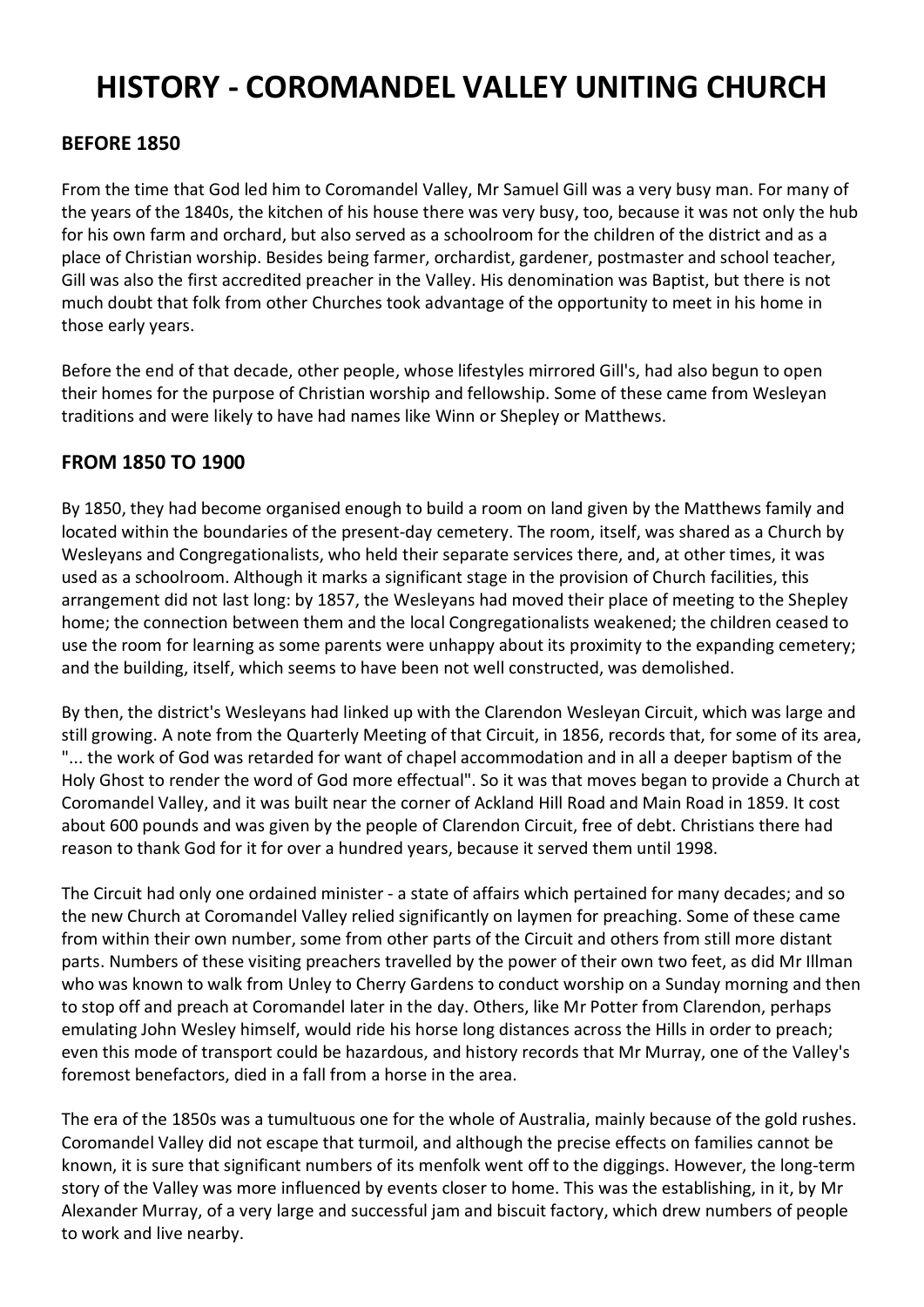# HISTORY - COROMANDEL VALLEY UNITING CHURCH

## BEFORE 1850

From the time that God led him to Coromandel Valley, Mr Samuel Gill was a very busy man. For many of the years of the 1840s, the kitchen of his house there was very busy, too, because it was not only the hub for his own farm and orchard, but also served as a schoolroom for the children of the district and as a place of Christian worship. Besides being farmer, orchardist, gardener, postmaster and school teacher, Gill was also the first accredited preacher in the Valley. His denomination was Baptist, but there is not much doubt that folk from other Churches took advantage of the opportunity to meet in his home in those early years.

Before the end of that decade, other people, whose lifestyles mirrored Gill's, had also begun to open their homes for the purpose of Christian worship and fellowship. Some of these came from Wesleyan traditions and were likely to have had names like Winn or Shepley or Matthews.

## FROM 1850 TO 1900

By 1850, they had become organised enough to build a room on land given by the Matthews family and located within the boundaries of the present-day cemetery. The room, itself, was shared as a Church by Wesleyans and Congregationalists, who held their separate services there, and, at other times, it was used as a schoolroom. Although it marks a significant stage in the provision of Church facilities, this arrangement did not last long: by 1857, the Wesleyans had moved their place of meeting to the Shepley home; the connection between them and the local Congregationalists weakened; the children ceased to use the room for learning as some parents were unhappy about its proximity to the expanding cemetery; and the building, itself, which seems to have been not well constructed, was demolished.

By then, the district's Wesleyans had linked up with the Clarendon Wesleyan Circuit, which was large and still growing. A note from the Quarterly Meeting of that Circuit, in 1856, records that, for some of its area, "... the work of God was retarded for want of chapel accommodation and in all a deeper baptism of the Holy Ghost to render the word of God more effectual". So it was that moves began to provide a Church at Coromandel Valley, and it was built near the corner of Ackland Hill Road and Main Road in 1859. It cost about 600 pounds and was given by the people of Clarendon Circuit, free of debt. Christians there had reason to thank God for it for over a hundred years, because it served them until 1998.

The Circuit had only one ordained minister - a state of affairs which pertained for many decades; and so the new Church at Coromandel Valley relied significantly on laymen for preaching. Some of these came from within their own number, some from other parts of the Circuit and others from still more distant parts. Numbers of these visiting preachers travelled by the power of their own two feet, as did Mr Illman who was known to walk from Unley to Cherry Gardens to conduct worship on a Sunday morning and then to stop off and preach at Coromandel later in the day. Others, like Mr Potter from Clarendon, perhaps emulating John Wesley himself, would ride his horse long distances across the Hills in order to preach; even this mode of transport could be hazardous, and history records that Mr Murray, one of the Valley's foremost benefactors, died in a fall from a horse in the area.

The era of the 1850s was a tumultuous one for the whole of Australia, mainly because of the gold rushes. Coromandel Valley did not escape that turmoil, and although the precise effects on families cannot be known, it is sure that significant numbers of its menfolk went off to the diggings. However, the long-term story of the Valley was more influenced by events closer to home. This was the establishing, in it, by Mr Alexander Murray, of a very large and successful jam and biscuit factory, which drew numbers of people to work and live nearby.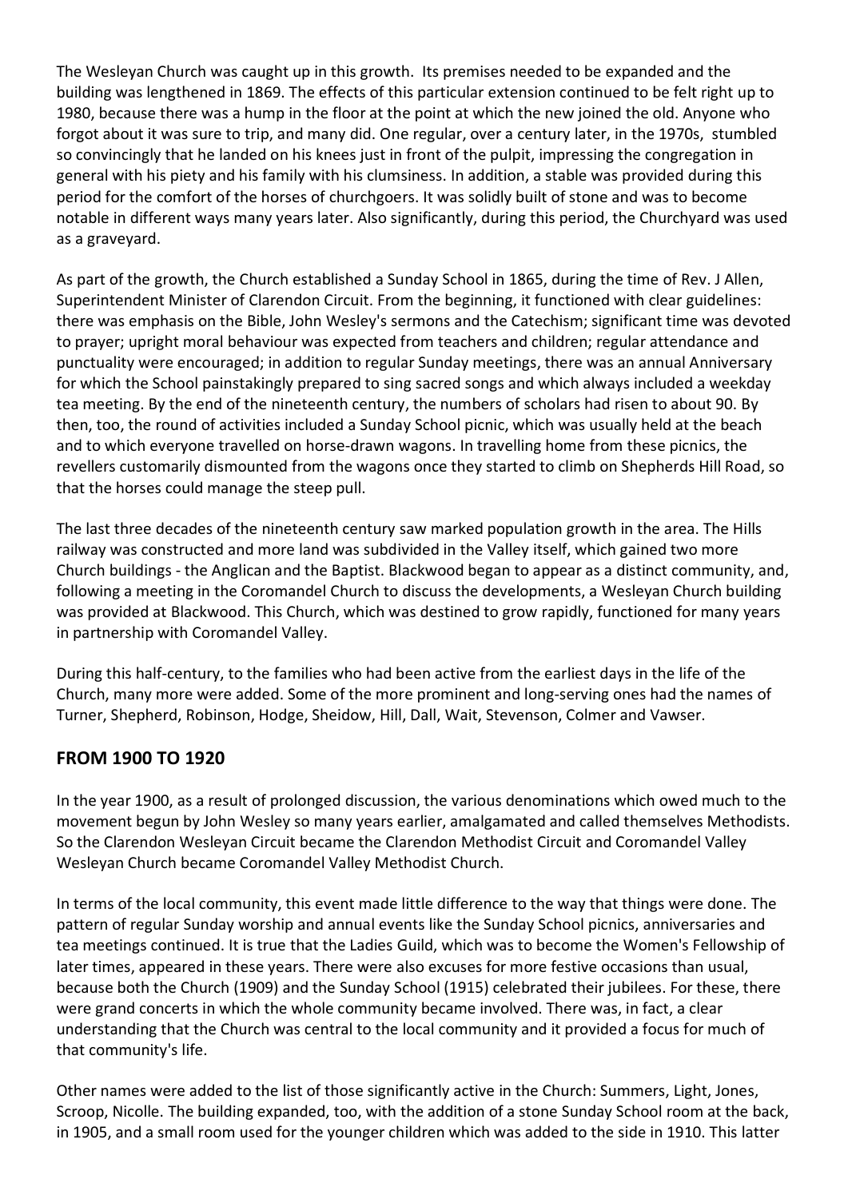The Wesleyan Church was caught up in this growth. Its premises needed to be expanded and the building was lengthened in 1869. The effects of this particular extension continued to be felt right up to 1980, because there was a hump in the floor at the point at which the new joined the old. Anyone who forgot about it was sure to trip, and many did. One regular, over a century later, in the 1970s, stumbled so convincingly that he landed on his knees just in front of the pulpit, impressing the congregation in general with his piety and his family with his clumsiness. In addition, a stable was provided during this period for the comfort of the horses of churchgoers. It was solidly built of stone and was to become notable in different ways many years later. Also significantly, during this period, the Churchyard was used as a graveyard.

As part of the growth, the Church established a Sunday School in 1865, during the time of Rev. J Allen, Superintendent Minister of Clarendon Circuit. From the beginning, it functioned with clear guidelines: there was emphasis on the Bible, John Wesley's sermons and the Catechism; significant time was devoted to prayer; upright moral behaviour was expected from teachers and children; regular attendance and punctuality were encouraged; in addition to regular Sunday meetings, there was an annual Anniversary for which the School painstakingly prepared to sing sacred songs and which always included a weekday tea meeting. By the end of the nineteenth century, the numbers of scholars had risen to about 90. By then, too, the round of activities included a Sunday School picnic, which was usually held at the beach and to which everyone travelled on horse-drawn wagons. In travelling home from these picnics, the revellers customarily dismounted from the wagons once they started to climb on Shepherds Hill Road, so that the horses could manage the steep pull.

The last three decades of the nineteenth century saw marked population growth in the area. The Hills railway was constructed and more land was subdivided in the Valley itself, which gained two more Church buildings - the Anglican and the Baptist. Blackwood began to appear as a distinct community, and, following a meeting in the Coromandel Church to discuss the developments, a Wesleyan Church building was provided at Blackwood. This Church, which was destined to grow rapidly, functioned for many years in partnership with Coromandel Valley.

During this half-century, to the families who had been active from the earliest days in the life of the Church, many more were added. Some of the more prominent and long-serving ones had the names of Turner, Shepherd, Robinson, Hodge, Sheidow, Hill, Dall, Wait, Stevenson, Colmer and Vawser.

## FROM 1900 TO 1920

In the year 1900, as a result of prolonged discussion, the various denominations which owed much to the movement begun by John Wesley so many years earlier, amalgamated and called themselves Methodists. So the Clarendon Wesleyan Circuit became the Clarendon Methodist Circuit and Coromandel Valley Wesleyan Church became Coromandel Valley Methodist Church.

In terms of the local community, this event made little difference to the way that things were done. The pattern of regular Sunday worship and annual events like the Sunday School picnics, anniversaries and tea meetings continued. It is true that the Ladies Guild, which was to become the Women's Fellowship of later times, appeared in these years. There were also excuses for more festive occasions than usual, because both the Church (1909) and the Sunday School (1915) celebrated their jubilees. For these, there were grand concerts in which the whole community became involved. There was, in fact, a clear understanding that the Church was central to the local community and it provided a focus for much of that community's life.

Other names were added to the list of those significantly active in the Church: Summers, Light, Jones, Scroop, Nicolle. The building expanded, too, with the addition of a stone Sunday School room at the back, in 1905, and a small room used for the younger children which was added to the side in 1910. This latter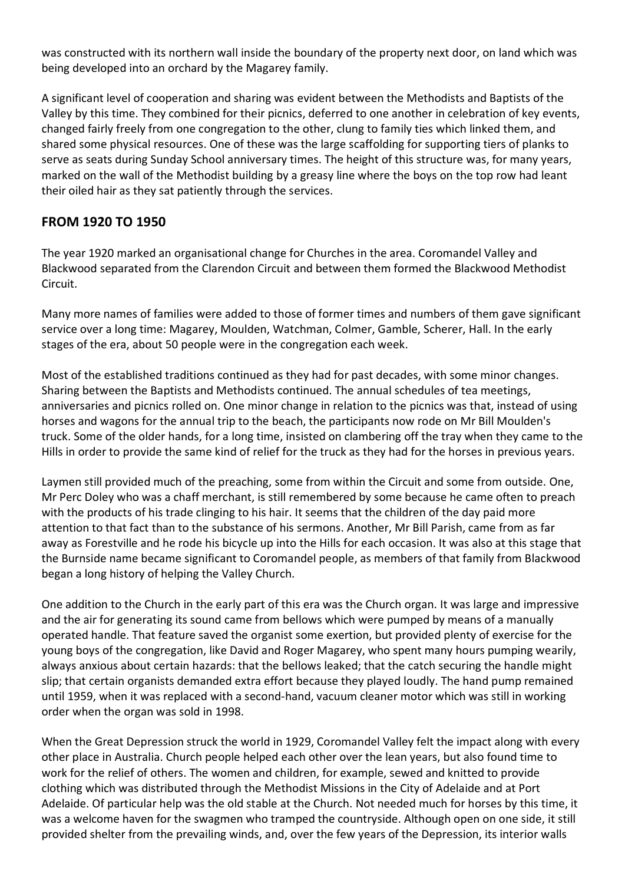was constructed with its northern wall inside the boundary of the property next door, on land which was being developed into an orchard by the Magarey family.

A significant level of cooperation and sharing was evident between the Methodists and Baptists of the Valley by this time. They combined for their picnics, deferred to one another in celebration of key events, changed fairly freely from one congregation to the other, clung to family ties which linked them, and shared some physical resources. One of these was the large scaffolding for supporting tiers of planks to serve as seats during Sunday School anniversary times. The height of this structure was, for many years, marked on the wall of the Methodist building by a greasy line where the boys on the top row had leant their oiled hair as they sat patiently through the services.

## FROM 1920 TO 1950

The year 1920 marked an organisational change for Churches in the area. Coromandel Valley and Blackwood separated from the Clarendon Circuit and between them formed the Blackwood Methodist Circuit.

Many more names of families were added to those of former times and numbers of them gave significant service over a long time: Magarey, Moulden, Watchman, Colmer, Gamble, Scherer, Hall. In the early stages of the era, about 50 people were in the congregation each week.

Most of the established traditions continued as they had for past decades, with some minor changes. Sharing between the Baptists and Methodists continued. The annual schedules of tea meetings, anniversaries and picnics rolled on. One minor change in relation to the picnics was that, instead of using horses and wagons for the annual trip to the beach, the participants now rode on Mr Bill Moulden's truck. Some of the older hands, for a long time, insisted on clambering off the tray when they came to the Hills in order to provide the same kind of relief for the truck as they had for the horses in previous years.

Laymen still provided much of the preaching, some from within the Circuit and some from outside. One, Mr Perc Doley who was a chaff merchant, is still remembered by some because he came often to preach with the products of his trade clinging to his hair. It seems that the children of the day paid more attention to that fact than to the substance of his sermons. Another, Mr Bill Parish, came from as far away as Forestville and he rode his bicycle up into the Hills for each occasion. It was also at this stage that the Burnside name became significant to Coromandel people, as members of that family from Blackwood began a long history of helping the Valley Church.

One addition to the Church in the early part of this era was the Church organ. It was large and impressive and the air for generating its sound came from bellows which were pumped by means of a manually operated handle. That feature saved the organist some exertion, but provided plenty of exercise for the young boys of the congregation, like David and Roger Magarey, who spent many hours pumping wearily, always anxious about certain hazards: that the bellows leaked; that the catch securing the handle might slip; that certain organists demanded extra effort because they played loudly. The hand pump remained until 1959, when it was replaced with a second-hand, vacuum cleaner motor which was still in working order when the organ was sold in 1998.

When the Great Depression struck the world in 1929, Coromandel Valley felt the impact along with every other place in Australia. Church people helped each other over the lean years, but also found time to work for the relief of others. The women and children, for example, sewed and knitted to provide clothing which was distributed through the Methodist Missions in the City of Adelaide and at Port Adelaide. Of particular help was the old stable at the Church. Not needed much for horses by this time, it was a welcome haven for the swagmen who tramped the countryside. Although open on one side, it still provided shelter from the prevailing winds, and, over the few years of the Depression, its interior walls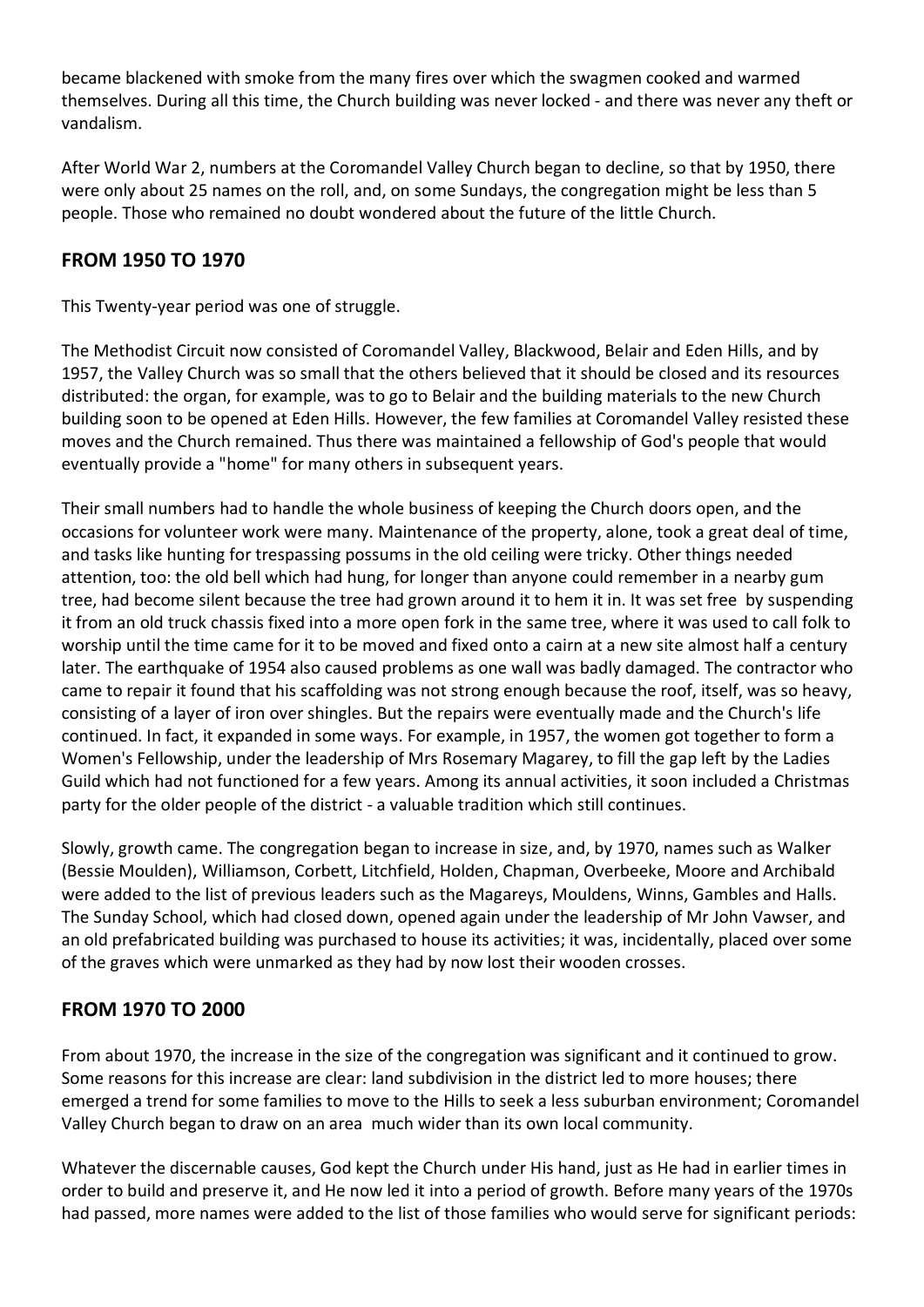became blackened with smoke from the many fires over which the swagmen cooked and warmed themselves. During all this time, the Church building was never locked - and there was never any theft or vandalism.

After World War 2, numbers at the Coromandel Valley Church began to decline, so that by 1950, there were only about 25 names on the roll, and, on some Sundays, the congregation might be less than 5 people. Those who remained no doubt wondered about the future of the little Church.

## FROM 1950 TO 1970

This Twenty-year period was one of struggle.

The Methodist Circuit now consisted of Coromandel Valley, Blackwood, Belair and Eden Hills, and by 1957, the Valley Church was so small that the others believed that it should be closed and its resources distributed: the organ, for example, was to go to Belair and the building materials to the new Church building soon to be opened at Eden Hills. However, the few families at Coromandel Valley resisted these moves and the Church remained. Thus there was maintained a fellowship of God's people that would eventually provide a "home" for many others in subsequent years.

Their small numbers had to handle the whole business of keeping the Church doors open, and the occasions for volunteer work were many. Maintenance of the property, alone, took a great deal of time, and tasks like hunting for trespassing possums in the old ceiling were tricky. Other things needed attention, too: the old bell which had hung, for longer than anyone could remember in a nearby gum tree, had become silent because the tree had grown around it to hem it in. It was set free by suspending it from an old truck chassis fixed into a more open fork in the same tree, where it was used to call folk to worship until the time came for it to be moved and fixed onto a cairn at a new site almost half a century later. The earthquake of 1954 also caused problems as one wall was badly damaged. The contractor who came to repair it found that his scaffolding was not strong enough because the roof, itself, was so heavy, consisting of a layer of iron over shingles. But the repairs were eventually made and the Church's life continued. In fact, it expanded in some ways. For example, in 1957, the women got together to form a Women's Fellowship, under the leadership of Mrs Rosemary Magarey, to fill the gap left by the Ladies Guild which had not functioned for a few years. Among its annual activities, it soon included a Christmas party for the older people of the district - a valuable tradition which still continues.

Slowly, growth came. The congregation began to increase in size, and, by 1970, names such as Walker (Bessie Moulden), Williamson, Corbett, Litchfield, Holden, Chapman, Overbeeke, Moore and Archibald were added to the list of previous leaders such as the Magareys, Mouldens, Winns, Gambles and Halls. The Sunday School, which had closed down, opened again under the leadership of Mr John Vawser, and an old prefabricated building was purchased to house its activities; it was, incidentally, placed over some of the graves which were unmarked as they had by now lost their wooden crosses.

## FROM 1970 TO 2000

From about 1970, the increase in the size of the congregation was significant and it continued to grow. Some reasons for this increase are clear: land subdivision in the district led to more houses; there emerged a trend for some families to move to the Hills to seek a less suburban environment; Coromandel Valley Church began to draw on an area much wider than its own local community.

Whatever the discernable causes, God kept the Church under His hand, just as He had in earlier times in order to build and preserve it, and He now led it into a period of growth. Before many years of the 1970s had passed, more names were added to the list of those families who would serve for significant periods: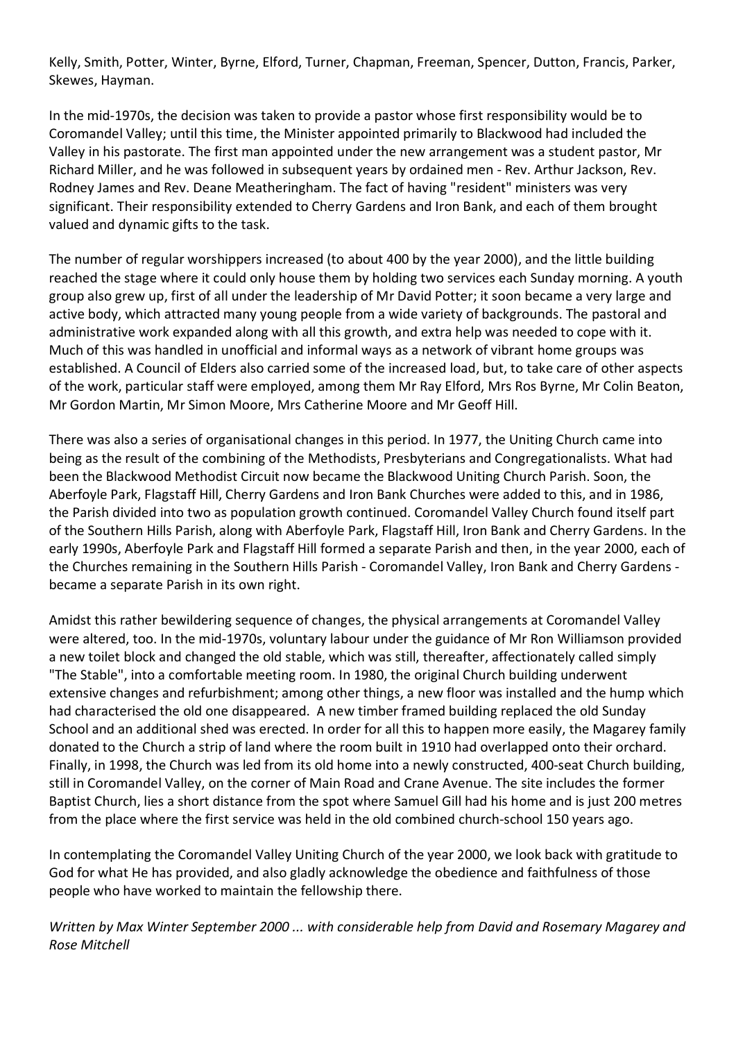Kelly, Smith, Potter, Winter, Byrne, Elford, Turner, Chapman, Freeman, Spencer, Dutton, Francis, Parker, Skewes, Hayman.

In the mid-1970s, the decision was taken to provide a pastor whose first responsibility would be to Coromandel Valley; until this time, the Minister appointed primarily to Blackwood had included the Valley in his pastorate. The first man appointed under the new arrangement was a student pastor, Mr Richard Miller, and he was followed in subsequent years by ordained men - Rev. Arthur Jackson, Rev. Rodney James and Rev. Deane Meatheringham. The fact of having "resident" ministers was very significant. Their responsibility extended to Cherry Gardens and Iron Bank, and each of them brought valued and dynamic gifts to the task.

The number of regular worshippers increased (to about 400 by the year 2000), and the little building reached the stage where it could only house them by holding two services each Sunday morning. A youth group also grew up, first of all under the leadership of Mr David Potter; it soon became a very large and active body, which attracted many young people from a wide variety of backgrounds. The pastoral and administrative work expanded along with all this growth, and extra help was needed to cope with it. Much of this was handled in unofficial and informal ways as a network of vibrant home groups was established. A Council of Elders also carried some of the increased load, but, to take care of other aspects of the work, particular staff were employed, among them Mr Ray Elford, Mrs Ros Byrne, Mr Colin Beaton, Mr Gordon Martin, Mr Simon Moore, Mrs Catherine Moore and Mr Geoff Hill.

There was also a series of organisational changes in this period. In 1977, the Uniting Church came into being as the result of the combining of the Methodists, Presbyterians and Congregationalists. What had been the Blackwood Methodist Circuit now became the Blackwood Uniting Church Parish. Soon, the Aberfoyle Park, Flagstaff Hill, Cherry Gardens and Iron Bank Churches were added to this, and in 1986, the Parish divided into two as population growth continued. Coromandel Valley Church found itself part of the Southern Hills Parish, along with Aberfoyle Park, Flagstaff Hill, Iron Bank and Cherry Gardens. In the early 1990s, Aberfoyle Park and Flagstaff Hill formed a separate Parish and then, in the year 2000, each of the Churches remaining in the Southern Hills Parish - Coromandel Valley, Iron Bank and Cherry Gardens - became a separate Parish in its own right.

Amidst this rather bewildering sequence of changes, the physical arrangements at Coromandel Valley were altered, too. In the mid-1970s, voluntary labour under the guidance of Mr Ron Williamson provided a new toilet block and changed the old stable, which was still, thereafter, affectionately called simply "The Stable", into a comfortable meeting room. In 1980, the original Church building underwent extensive changes and refurbishment; among other things, a new floor was installed and the hump which had characterised the old one disappeared. A new timber framed building replaced the old Sunday School and an additional shed was erected. In order for all this to happen more easily, the Magarey family donated to the Church a strip of land where the room built in 1910 had overlapped onto their orchard. Finally, in 1998, the Church was led from its old home into a newly constructed, 400-seat Church building, still in Coromandel Valley, on the corner of Main Road and Crane Avenue. The site includes the former Baptist Church, lies a short distance from the spot where Samuel Gill had his home and is just 200 metres from the place where the first service was held in the old combined church-school 150 years ago.

In contemplating the Coromandel Valley Uniting Church of the year 2000, we look back with gratitude to God for what He has provided, and also gladly acknowledge the obedience and faithfulness of those people who have worked to maintain the fellowship there.

*Written by Max Winter September 2000 ... with considerable help from David and Rosemary Magarey and Rose Mitchell*